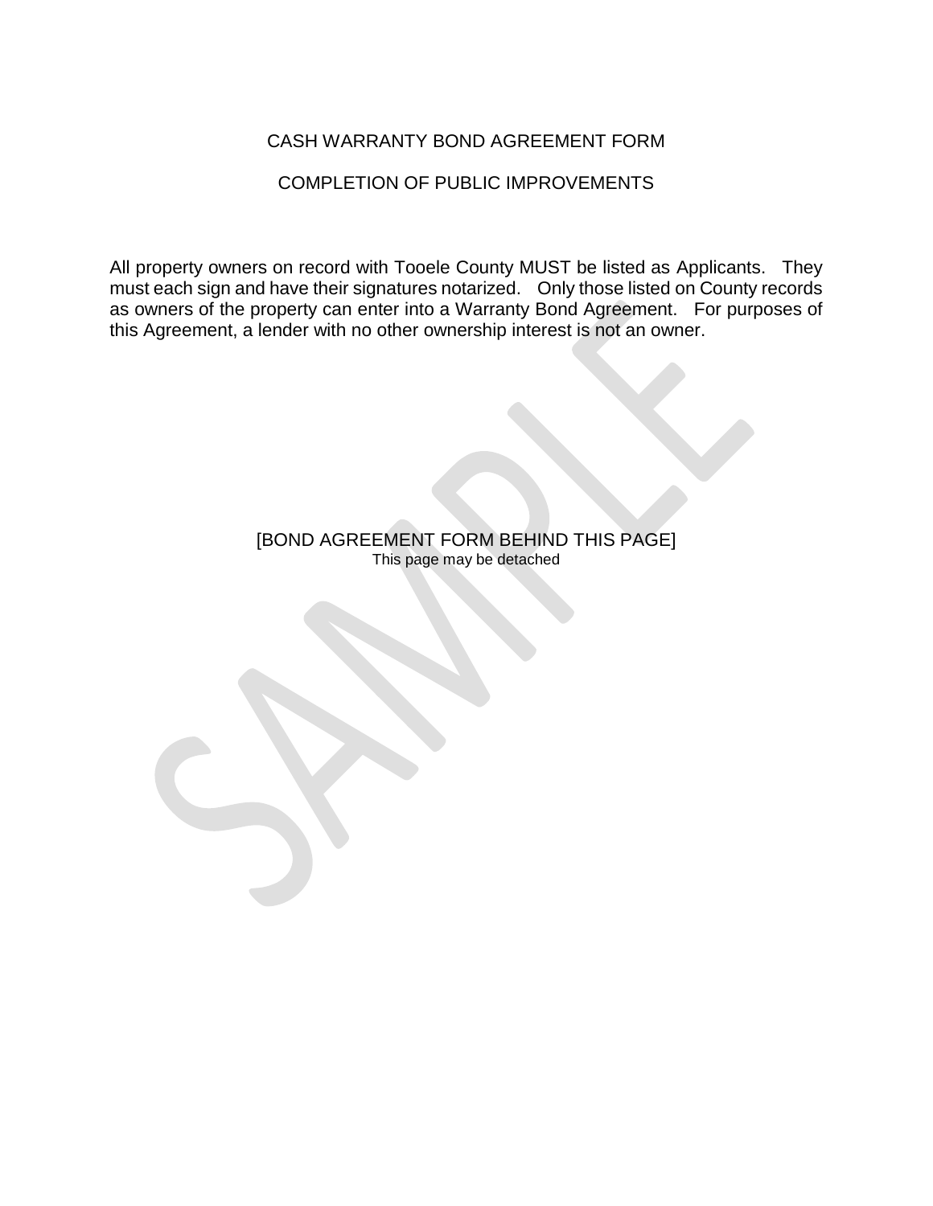# CASH WARRANTY BOND AGREEMENT FORM

## COMPLETION OF PUBLIC IMPROVEMENTS

All property owners on record with Tooele County MUST be listed as Applicants. They must each sign and have their signatures notarized. Only those listed on County records as owners of the property can enter into a Warranty Bond Agreement. For purposes of this Agreement, a lender with no other ownership interest is not an owner.

[BOND AGREEMENT FORM BEHIND THIS PAGE]
This page may be detached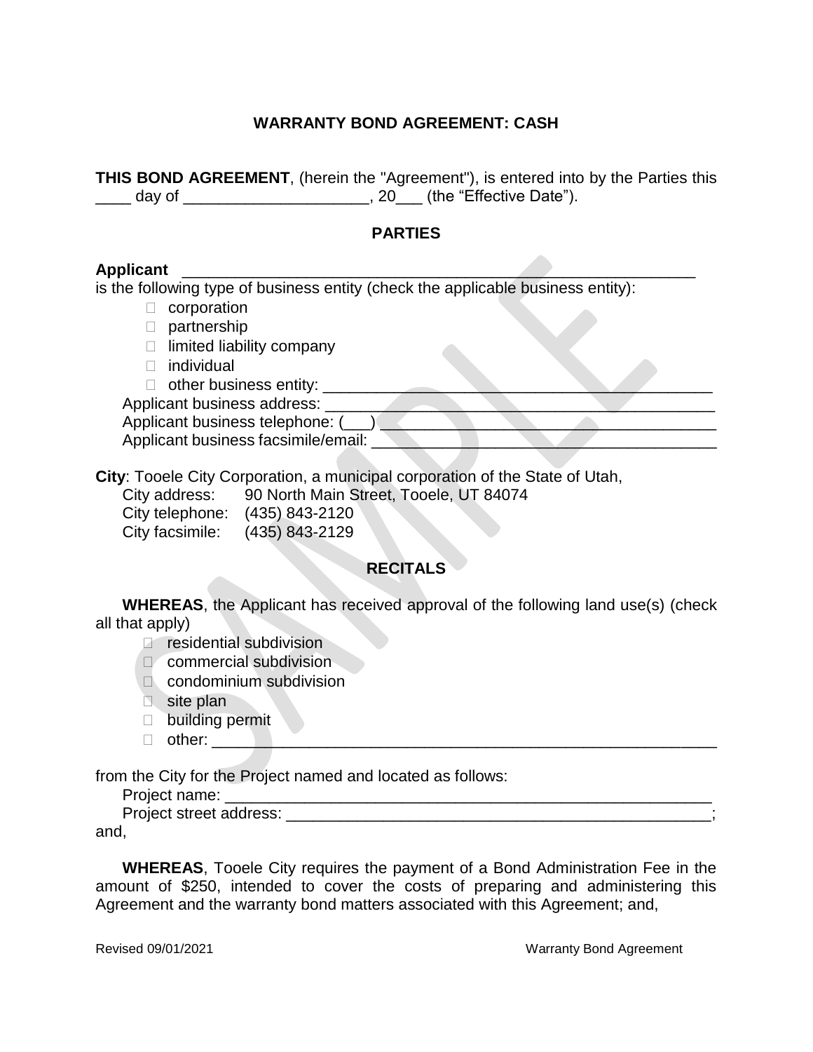## WARRANTY BOND AGREEMENT: CASH

**THIS BOND AGREEMENT**, (herein the "Agreement"), is entered into by the Parties this ____ day of _____________________, 20___ (the "Effective Date").

### PARTIES

**Applicant** ___________________________________________________________
is the following type of business entity (check the applicable business entity):

- ☐ corporation
- ☐ partnership
- ☐ limited liability company
- ☐ individual
- ☐ other business entity: _____________________________________________

Applicant business address: _____________________________________________
Applicant business telephone: (___) ______________________________________
Applicant business facsimile/email: ______________________________________

**City**: Tooele City Corporation, a municipal corporation of the State of Utah,
City address: 90 North Main Street, Tooele, UT 84074
City telephone: (435) 843-2120
City facsimile: (435) 843-2129

### RECITALS

**WHEREAS**, the Applicant has received approval of the following land use(s) (check all that apply)

- ☐ residential subdivision
- ☐ commercial subdivision
- ☐ condominium subdivision
- ☐ site plan
- ☐ building permit
- ☐ other: ___________________________________________________________

from the City for the Project named and located as follows:
Project name: _________________________________________________________
Project street address: __________________________________________________;
and,

**WHEREAS**, Tooele City requires the payment of a Bond Administration Fee in the amount of $250, intended to cover the costs of preparing and administering this Agreement and the warranty bond matters associated with this Agreement; and,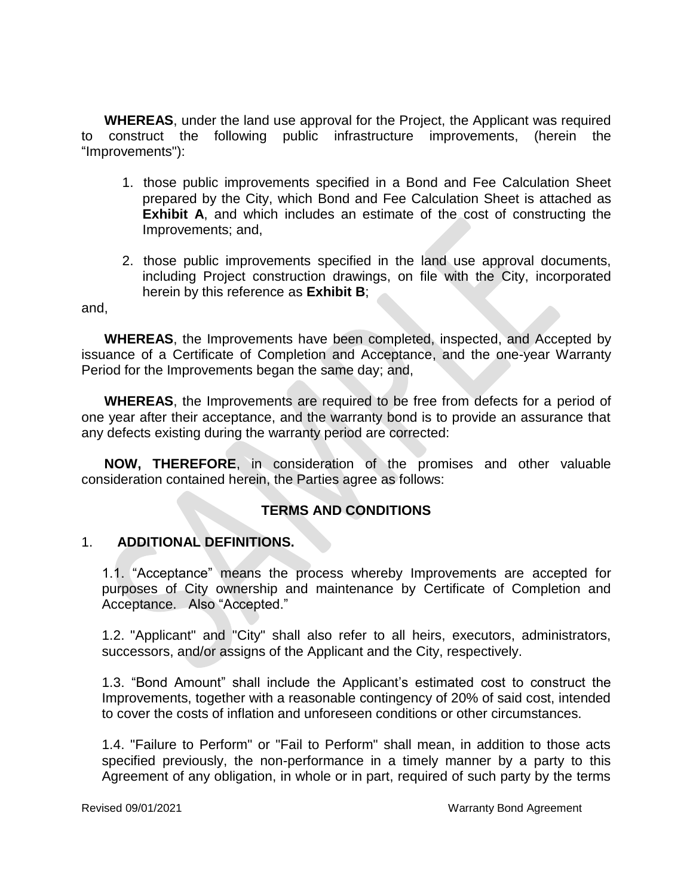**WHEREAS**, under the land use approval for the Project, the Applicant was required to construct the following public infrastructure improvements, (herein the "Improvements"):

1. those public improvements specified in a Bond and Fee Calculation Sheet prepared by the City, which Bond and Fee Calculation Sheet is attached as **Exhibit A**, and which includes an estimate of the cost of constructing the Improvements; and,

2. those public improvements specified in the land use approval documents, including Project construction drawings, on file with the City, incorporated herein by this reference as **Exhibit B**;

and,

**WHEREAS**, the Improvements have been completed, inspected, and Accepted by issuance of a Certificate of Completion and Acceptance, and the one-year Warranty Period for the Improvements began the same day; and,

**WHEREAS**, the Improvements are required to be free from defects for a period of one year after their acceptance, and the warranty bond is to provide an assurance that any defects existing during the warranty period are corrected:

**NOW, THEREFORE**, in consideration of the promises and other valuable consideration contained herein, the Parties agree as follows:

## TERMS AND CONDITIONS

### 1. ADDITIONAL DEFINITIONS.

1.1. "Acceptance" means the process whereby Improvements are accepted for purposes of City ownership and maintenance by Certificate of Completion and Acceptance. Also "Accepted."

1.2. "Applicant" and "City" shall also refer to all heirs, executors, administrators, successors, and/or assigns of the Applicant and the City, respectively.

1.3. "Bond Amount" shall include the Applicant's estimated cost to construct the Improvements, together with a reasonable contingency of 20% of said cost, intended to cover the costs of inflation and unforeseen conditions or other circumstances.

1.4. "Failure to Perform" or "Fail to Perform" shall mean, in addition to those acts specified previously, the non-performance in a timely manner by a party to this Agreement of any obligation, in whole or in part, required of such party by the terms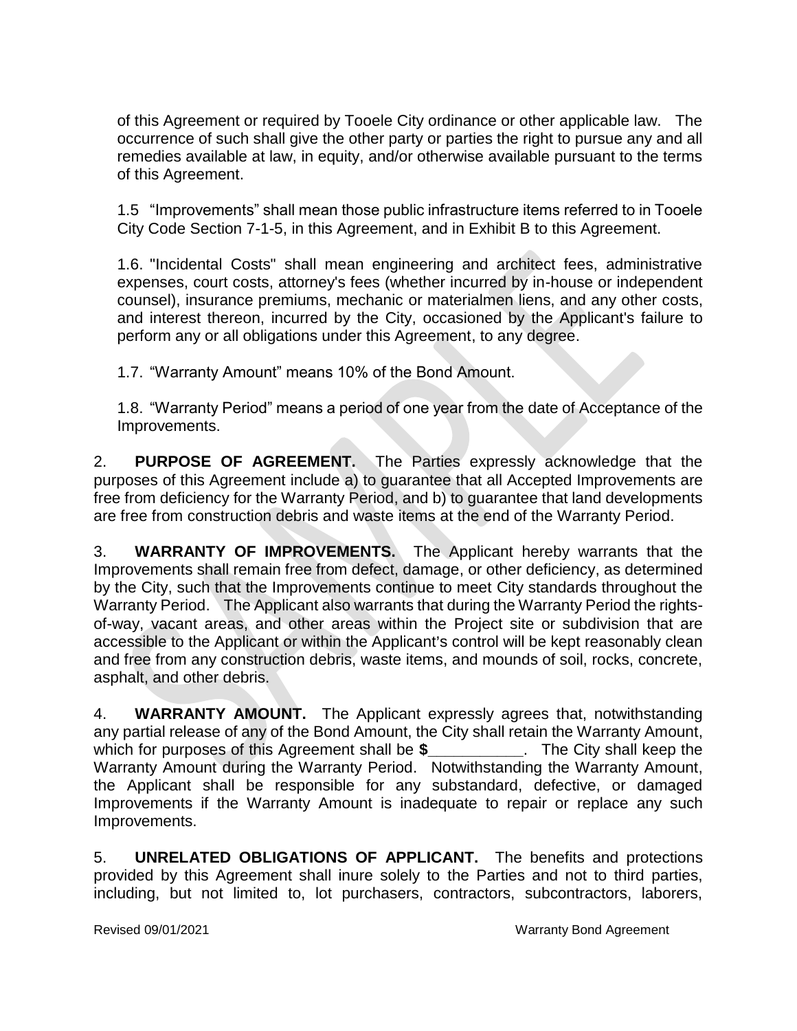of this Agreement or required by Tooele City ordinance or other applicable law. The occurrence of such shall give the other party or parties the right to pursue any and all remedies available at law, in equity, and/or otherwise available pursuant to the terms of this Agreement.

1.5 "Improvements" shall mean those public infrastructure items referred to in Tooele City Code Section 7-1-5, in this Agreement, and in Exhibit B to this Agreement.

1.6. "Incidental Costs" shall mean engineering and architect fees, administrative expenses, court costs, attorney's fees (whether incurred by in-house or independent counsel), insurance premiums, mechanic or materialmen liens, and any other costs, and interest thereon, incurred by the City, occasioned by the Applicant's failure to perform any or all obligations under this Agreement, to any degree.

1.7. "Warranty Amount" means 10% of the Bond Amount.

1.8. "Warranty Period" means a period of one year from the date of Acceptance of the Improvements.

2. **PURPOSE OF AGREEMENT.** The Parties expressly acknowledge that the purposes of this Agreement include a) to guarantee that all Accepted Improvements are free from deficiency for the Warranty Period, and b) to guarantee that land developments are free from construction debris and waste items at the end of the Warranty Period.

3. **WARRANTY OF IMPROVEMENTS.** The Applicant hereby warrants that the Improvements shall remain free from defect, damage, or other deficiency, as determined by the City, such that the Improvements continue to meet City standards throughout the Warranty Period. The Applicant also warrants that during the Warranty Period the rights-of-way, vacant areas, and other areas within the Project site or subdivision that are accessible to the Applicant or within the Applicant's control will be kept reasonably clean and free from any construction debris, waste items, and mounds of soil, rocks, concrete, asphalt, and other debris.

4. **WARRANTY AMOUNT.** The Applicant expressly agrees that, notwithstanding any partial release of any of the Bond Amount, the City shall retain the Warranty Amount, which for purposes of this Agreement shall be **$___________**. The City shall keep the Warranty Amount during the Warranty Period. Notwithstanding the Warranty Amount, the Applicant shall be responsible for any substandard, defective, or damaged Improvements if the Warranty Amount is inadequate to repair or replace any such Improvements.

5. **UNRELATED OBLIGATIONS OF APPLICANT.** The benefits and protections provided by this Agreement shall inure solely to the Parties and not to third parties, including, but not limited to, lot purchasers, contractors, subcontractors, laborers,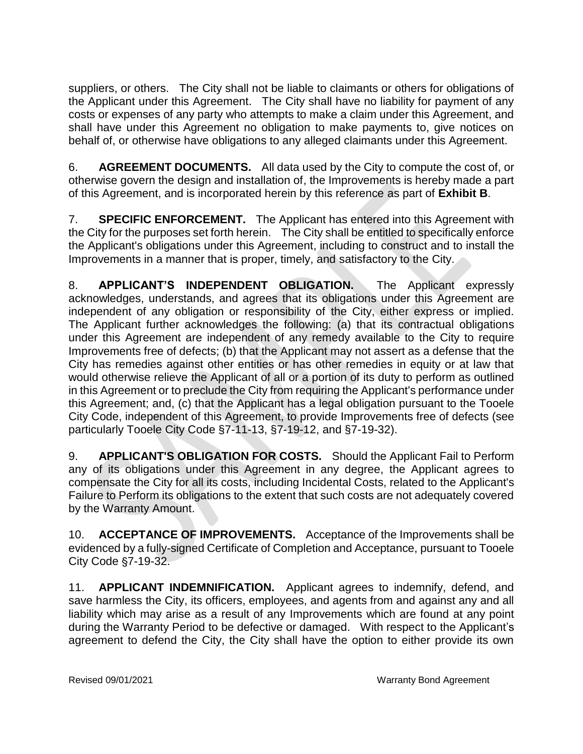suppliers, or others. The City shall not be liable to claimants or others for obligations of the Applicant under this Agreement. The City shall have no liability for payment of any costs or expenses of any party who attempts to make a claim under this Agreement, and shall have under this Agreement no obligation to make payments to, give notices on behalf of, or otherwise have obligations to any alleged claimants under this Agreement.

6. **AGREEMENT DOCUMENTS.** All data used by the City to compute the cost of, or otherwise govern the design and installation of, the Improvements is hereby made a part of this Agreement, and is incorporated herein by this reference as part of **Exhibit B**.

7. **SPECIFIC ENFORCEMENT.** The Applicant has entered into this Agreement with the City for the purposes set forth herein. The City shall be entitled to specifically enforce the Applicant's obligations under this Agreement, including to construct and to install the Improvements in a manner that is proper, timely, and satisfactory to the City.

8. **APPLICANT'S INDEPENDENT OBLIGATION.** The Applicant expressly acknowledges, understands, and agrees that its obligations under this Agreement are independent of any obligation or responsibility of the City, either express or implied. The Applicant further acknowledges the following: (a) that its contractual obligations under this Agreement are independent of any remedy available to the City to require Improvements free of defects; (b) that the Applicant may not assert as a defense that the City has remedies against other entities or has other remedies in equity or at law that would otherwise relieve the Applicant of all or a portion of its duty to perform as outlined in this Agreement or to preclude the City from requiring the Applicant's performance under this Agreement; and, (c) that the Applicant has a legal obligation pursuant to the Tooele City Code, independent of this Agreement, to provide Improvements free of defects (see particularly Tooele City Code §7-11-13, §7-19-12, and §7-19-32).

9. **APPLICANT'S OBLIGATION FOR COSTS.** Should the Applicant Fail to Perform any of its obligations under this Agreement in any degree, the Applicant agrees to compensate the City for all its costs, including Incidental Costs, related to the Applicant's Failure to Perform its obligations to the extent that such costs are not adequately covered by the Warranty Amount.

10. **ACCEPTANCE OF IMPROVEMENTS.** Acceptance of the Improvements shall be evidenced by a fully-signed Certificate of Completion and Acceptance, pursuant to Tooele City Code §7-19-32.

11. **APPLICANT INDEMNIFICATION.** Applicant agrees to indemnify, defend, and save harmless the City, its officers, employees, and agents from and against any and all liability which may arise as a result of any Improvements which are found at any point during the Warranty Period to be defective or damaged. With respect to the Applicant's agreement to defend the City, the City shall have the option to either provide its own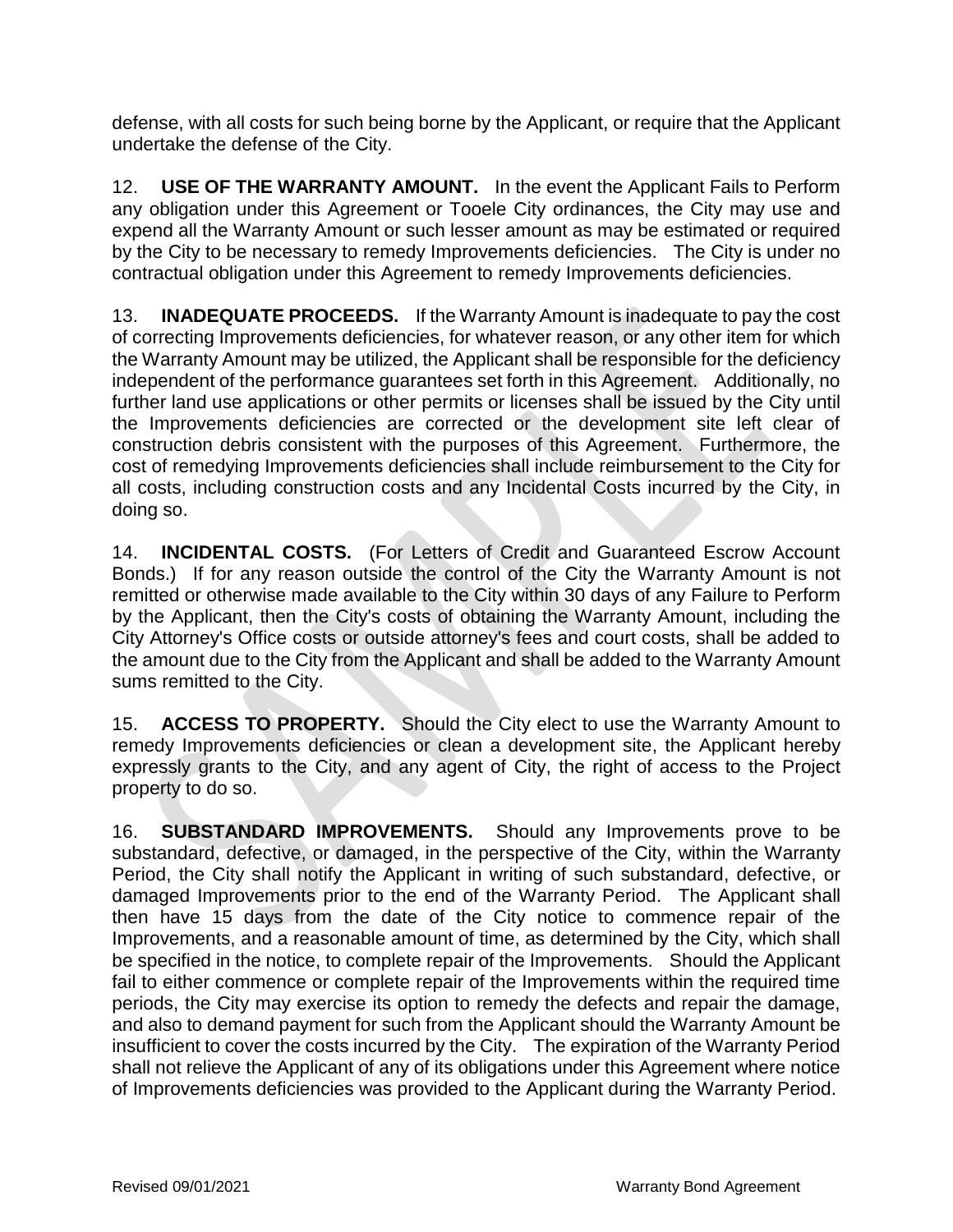defense, with all costs for such being borne by the Applicant, or require that the Applicant undertake the defense of the City.

12. **USE OF THE WARRANTY AMOUNT.** In the event the Applicant Fails to Perform any obligation under this Agreement or Tooele City ordinances, the City may use and expend all the Warranty Amount or such lesser amount as may be estimated or required by the City to be necessary to remedy Improvements deficiencies. The City is under no contractual obligation under this Agreement to remedy Improvements deficiencies.

13. **INADEQUATE PROCEEDS.** If the Warranty Amount is inadequate to pay the cost of correcting Improvements deficiencies, for whatever reason, or any other item for which the Warranty Amount may be utilized, the Applicant shall be responsible for the deficiency independent of the performance guarantees set forth in this Agreement. Additionally, no further land use applications or other permits or licenses shall be issued by the City until the Improvements deficiencies are corrected or the development site left clear of construction debris consistent with the purposes of this Agreement. Furthermore, the cost of remedying Improvements deficiencies shall include reimbursement to the City for all costs, including construction costs and any Incidental Costs incurred by the City, in doing so.

14. **INCIDENTAL COSTS.** (For Letters of Credit and Guaranteed Escrow Account Bonds.) If for any reason outside the control of the City the Warranty Amount is not remitted or otherwise made available to the City within 30 days of any Failure to Perform by the Applicant, then the City's costs of obtaining the Warranty Amount, including the City Attorney's Office costs or outside attorney's fees and court costs, shall be added to the amount due to the City from the Applicant and shall be added to the Warranty Amount sums remitted to the City.

15. **ACCESS TO PROPERTY.** Should the City elect to use the Warranty Amount to remedy Improvements deficiencies or clean a development site, the Applicant hereby expressly grants to the City, and any agent of City, the right of access to the Project property to do so.

16. **SUBSTANDARD IMPROVEMENTS.** Should any Improvements prove to be substandard, defective, or damaged, in the perspective of the City, within the Warranty Period, the City shall notify the Applicant in writing of such substandard, defective, or damaged Improvements prior to the end of the Warranty Period. The Applicant shall then have 15 days from the date of the City notice to commence repair of the Improvements, and a reasonable amount of time, as determined by the City, which shall be specified in the notice, to complete repair of the Improvements. Should the Applicant fail to either commence or complete repair of the Improvements within the required time periods, the City may exercise its option to remedy the defects and repair the damage, and also to demand payment for such from the Applicant should the Warranty Amount be insufficient to cover the costs incurred by the City. The expiration of the Warranty Period shall not relieve the Applicant of any of its obligations under this Agreement where notice of Improvements deficiencies was provided to the Applicant during the Warranty Period.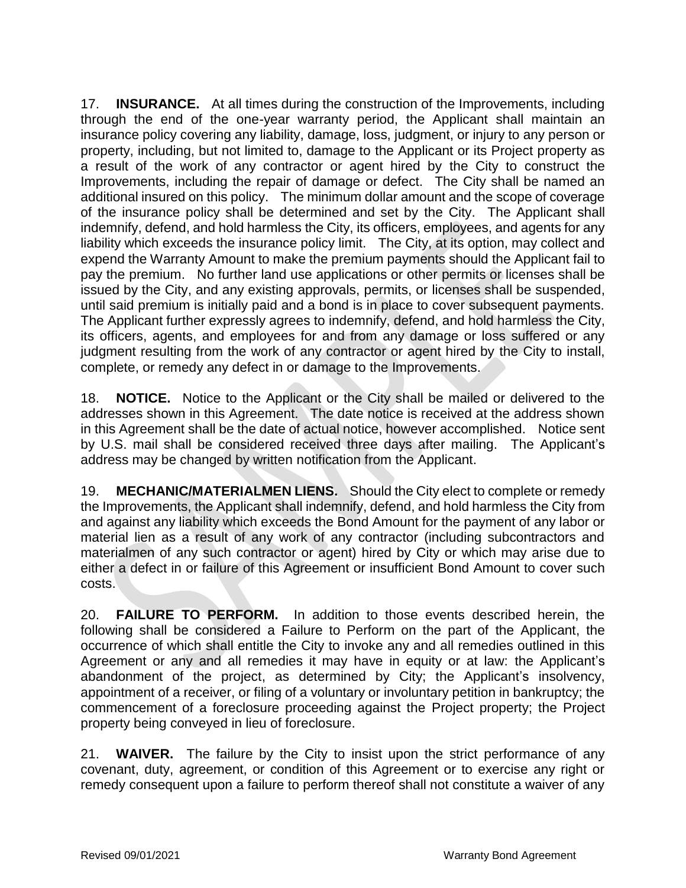17. **INSURANCE.** At all times during the construction of the Improvements, including through the end of the one-year warranty period, the Applicant shall maintain an insurance policy covering any liability, damage, loss, judgment, or injury to any person or property, including, but not limited to, damage to the Applicant or its Project property as a result of the work of any contractor or agent hired by the City to construct the Improvements, including the repair of damage or defect. The City shall be named an additional insured on this policy. The minimum dollar amount and the scope of coverage of the insurance policy shall be determined and set by the City. The Applicant shall indemnify, defend, and hold harmless the City, its officers, employees, and agents for any liability which exceeds the insurance policy limit. The City, at its option, may collect and expend the Warranty Amount to make the premium payments should the Applicant fail to pay the premium. No further land use applications or other permits or licenses shall be issued by the City, and any existing approvals, permits, or licenses shall be suspended, until said premium is initially paid and a bond is in place to cover subsequent payments. The Applicant further expressly agrees to indemnify, defend, and hold harmless the City, its officers, agents, and employees for and from any damage or loss suffered or any judgment resulting from the work of any contractor or agent hired by the City to install, complete, or remedy any defect in or damage to the Improvements.

18. **NOTICE.** Notice to the Applicant or the City shall be mailed or delivered to the addresses shown in this Agreement. The date notice is received at the address shown in this Agreement shall be the date of actual notice, however accomplished. Notice sent by U.S. mail shall be considered received three days after mailing. The Applicant's address may be changed by written notification from the Applicant.

19. **MECHANIC/MATERIALMEN LIENS.** Should the City elect to complete or remedy the Improvements, the Applicant shall indemnify, defend, and hold harmless the City from and against any liability which exceeds the Bond Amount for the payment of any labor or material lien as a result of any work of any contractor (including subcontractors and materialmen of any such contractor or agent) hired by City or which may arise due to either a defect in or failure of this Agreement or insufficient Bond Amount to cover such costs.

20. **FAILURE TO PERFORM.** In addition to those events described herein, the following shall be considered a Failure to Perform on the part of the Applicant, the occurrence of which shall entitle the City to invoke any and all remedies outlined in this Agreement or any and all remedies it may have in equity or at law: the Applicant's abandonment of the project, as determined by City; the Applicant's insolvency, appointment of a receiver, or filing of a voluntary or involuntary petition in bankruptcy; the commencement of a foreclosure proceeding against the Project property; the Project property being conveyed in lieu of foreclosure.

21. **WAIVER.** The failure by the City to insist upon the strict performance of any covenant, duty, agreement, or condition of this Agreement or to exercise any right or remedy consequent upon a failure to perform thereof shall not constitute a waiver of any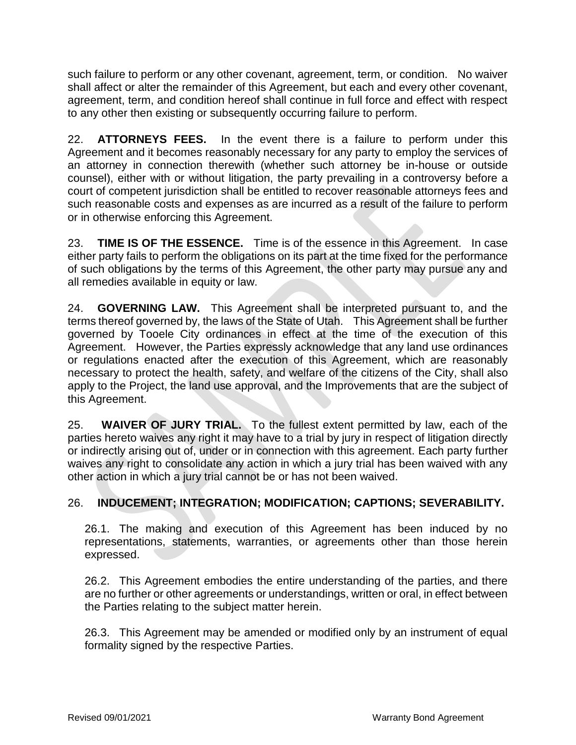such failure to perform or any other covenant, agreement, term, or condition. No waiver shall affect or alter the remainder of this Agreement, but each and every other covenant, agreement, term, and condition hereof shall continue in full force and effect with respect to any other then existing or subsequently occurring failure to perform.

22. **ATTORNEYS FEES.** In the event there is a failure to perform under this Agreement and it becomes reasonably necessary for any party to employ the services of an attorney in connection therewith (whether such attorney be in-house or outside counsel), either with or without litigation, the party prevailing in a controversy before a court of competent jurisdiction shall be entitled to recover reasonable attorneys fees and such reasonable costs and expenses as are incurred as a result of the failure to perform or in otherwise enforcing this Agreement.

23. **TIME IS OF THE ESSENCE.** Time is of the essence in this Agreement. In case either party fails to perform the obligations on its part at the time fixed for the performance of such obligations by the terms of this Agreement, the other party may pursue any and all remedies available in equity or law.

24. **GOVERNING LAW.** This Agreement shall be interpreted pursuant to, and the terms thereof governed by, the laws of the State of Utah. This Agreement shall be further governed by Tooele City ordinances in effect at the time of the execution of this Agreement. However, the Parties expressly acknowledge that any land use ordinances or regulations enacted after the execution of this Agreement, which are reasonably necessary to protect the health, safety, and welfare of the citizens of the City, shall also apply to the Project, the land use approval, and the Improvements that are the subject of this Agreement.

25. **WAIVER OF JURY TRIAL.** To the fullest extent permitted by law, each of the parties hereto waives any right it may have to a trial by jury in respect of litigation directly or indirectly arising out of, under or in connection with this agreement. Each party further waives any right to consolidate any action in which a jury trial has been waived with any other action in which a jury trial cannot be or has not been waived.

26. **INDUCEMENT; INTEGRATION; MODIFICATION; CAPTIONS; SEVERABILITY.**

26.1. The making and execution of this Agreement has been induced by no representations, statements, warranties, or agreements other than those herein expressed.

26.2. This Agreement embodies the entire understanding of the parties, and there are no further or other agreements or understandings, written or oral, in effect between the Parties relating to the subject matter herein.

26.3. This Agreement may be amended or modified only by an instrument of equal formality signed by the respective Parties.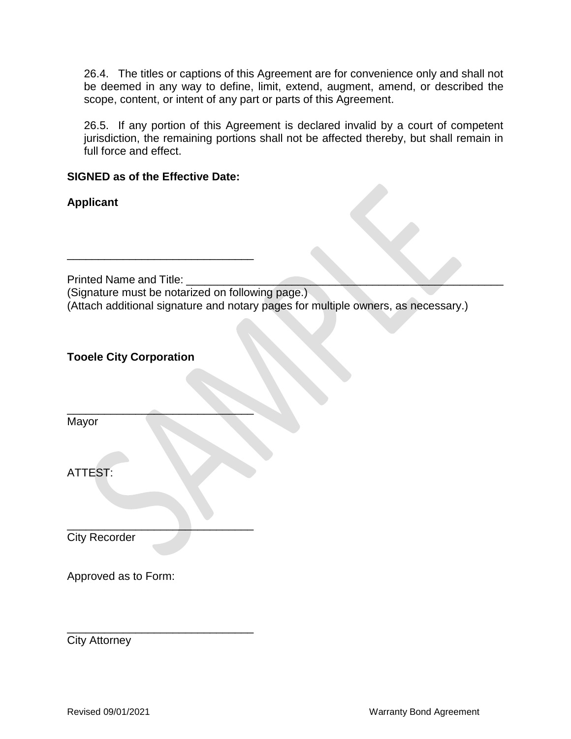26.4. The titles or captions of this Agreement are for convenience only and shall not be deemed in any way to define, limit, extend, augment, amend, or described the scope, content, or intent of any part or parts of this Agreement.

26.5. If any portion of this Agreement is declared invalid by a court of competent jurisdiction, the remaining portions shall not be affected thereby, but shall remain in full force and effect.

**SIGNED as of the Effective Date:**

**Applicant**

______________________________

Printed Name and Title: ______________________________________________________
(Signature must be notarized on following page.)
(Attach additional signature and notary pages for multiple owners, as necessary.)

**Tooele City Corporation**

______________________________
Mayor

ATTEST:

______________________________
City Recorder

Approved as to Form:

______________________________
City Attorney

Revised 09/01/2021 Warranty Bond Agreement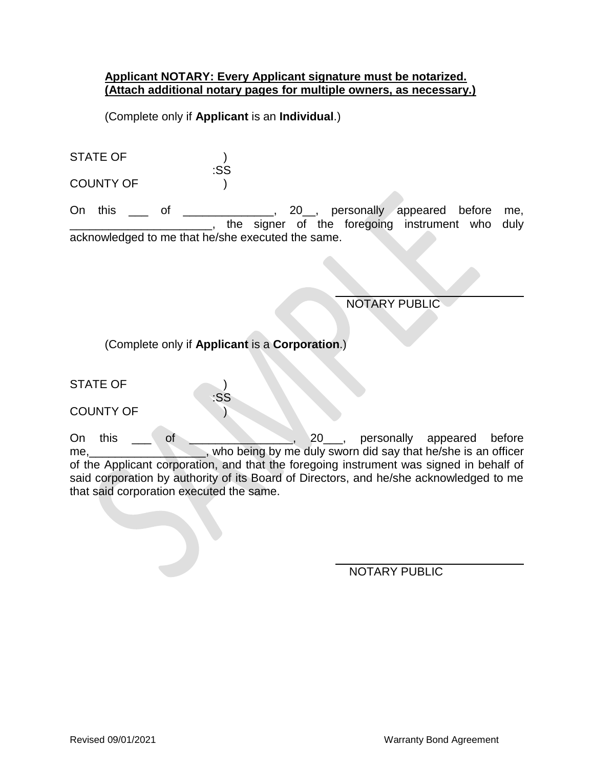**Applicant NOTARY: Every Applicant signature must be notarized. (Attach additional notary pages for multiple owners, as necessary.)**

(Complete only if **Applicant** is an **Individual**.)

STATE OF )
:SS
COUNTY OF )

On this ___ of ______________, 20__, personally appeared before me, ______________________, the signer of the foregoing instrument who duly acknowledged to me that he/she executed the same.

NOTARY PUBLIC

(Complete only if **Applicant** is a **Corporation**.)

STATE OF )
:SS
COUNTY OF )

On this ___ of ________________, 20___, personally appeared before me,__________________, who being by me duly sworn did say that he/she is an officer of the Applicant corporation, and that the foregoing instrument was signed in behalf of said corporation by authority of its Board of Directors, and he/she acknowledged to me that said corporation executed the same.

NOTARY PUBLIC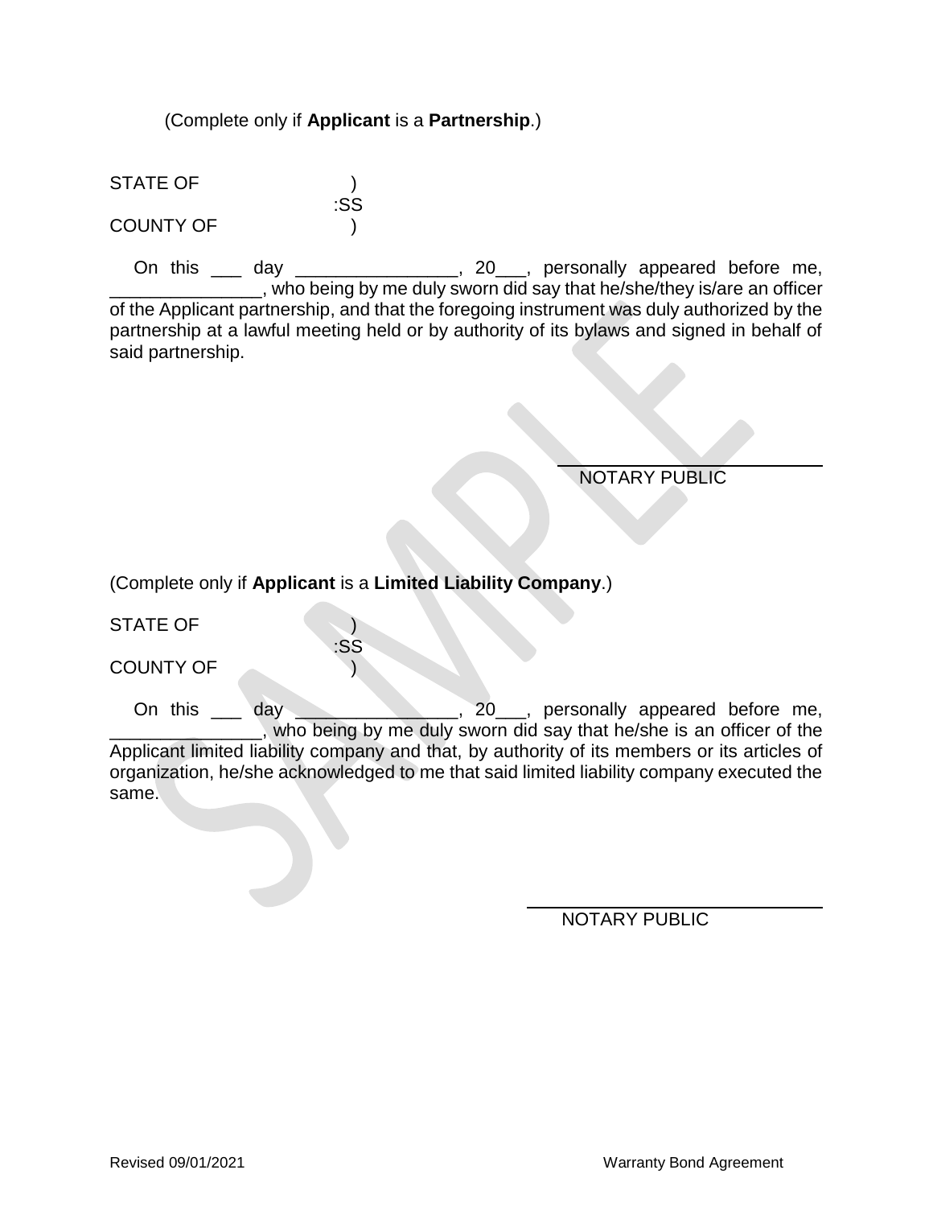(Complete only if **Applicant** is a **Partnership**.)

STATE OF )
:SS
COUNTY OF )

On this ___ day ________________, 20___, personally appeared before me, _______________, who being by me duly sworn did say that he/she/they is/are an officer of the Applicant partnership, and that the foregoing instrument was duly authorized by the partnership at a lawful meeting held or by authority of its bylaws and signed in behalf of said partnership.

NOTARY PUBLIC

(Complete only if **Applicant** is a **Limited Liability Company**.)

STATE OF )
:SS
COUNTY OF )

On this ___ day ________________, 20___, personally appeared before me, _______________, who being by me duly sworn did say that he/she is an officer of the Applicant limited liability company and that, by authority of its members or its articles of organization, he/she acknowledged to me that said limited liability company executed the same.

NOTARY PUBLIC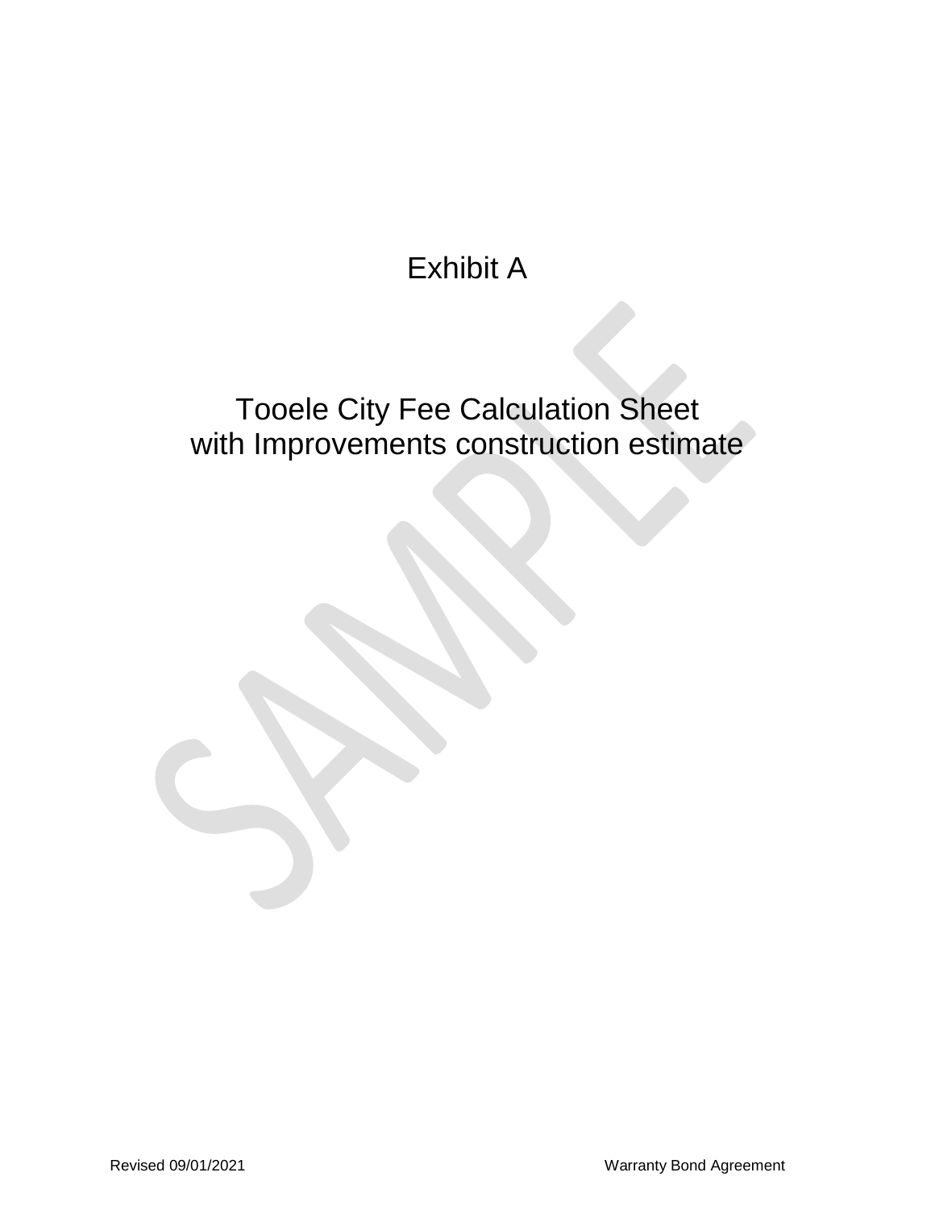# Exhibit A

## Tooele City Fee Calculation Sheet
## with Improvements construction estimate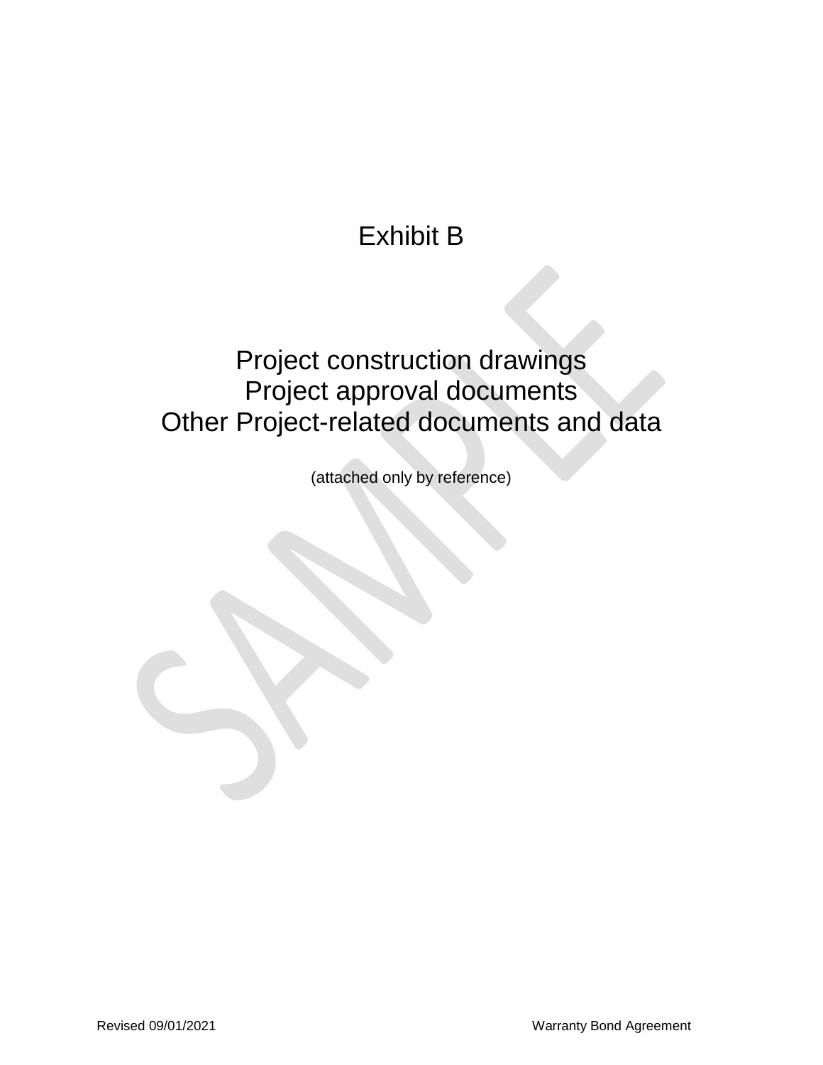# Exhibit B

## Project construction drawings
## Project approval documents
## Other Project-related documents and data

(attached only by reference)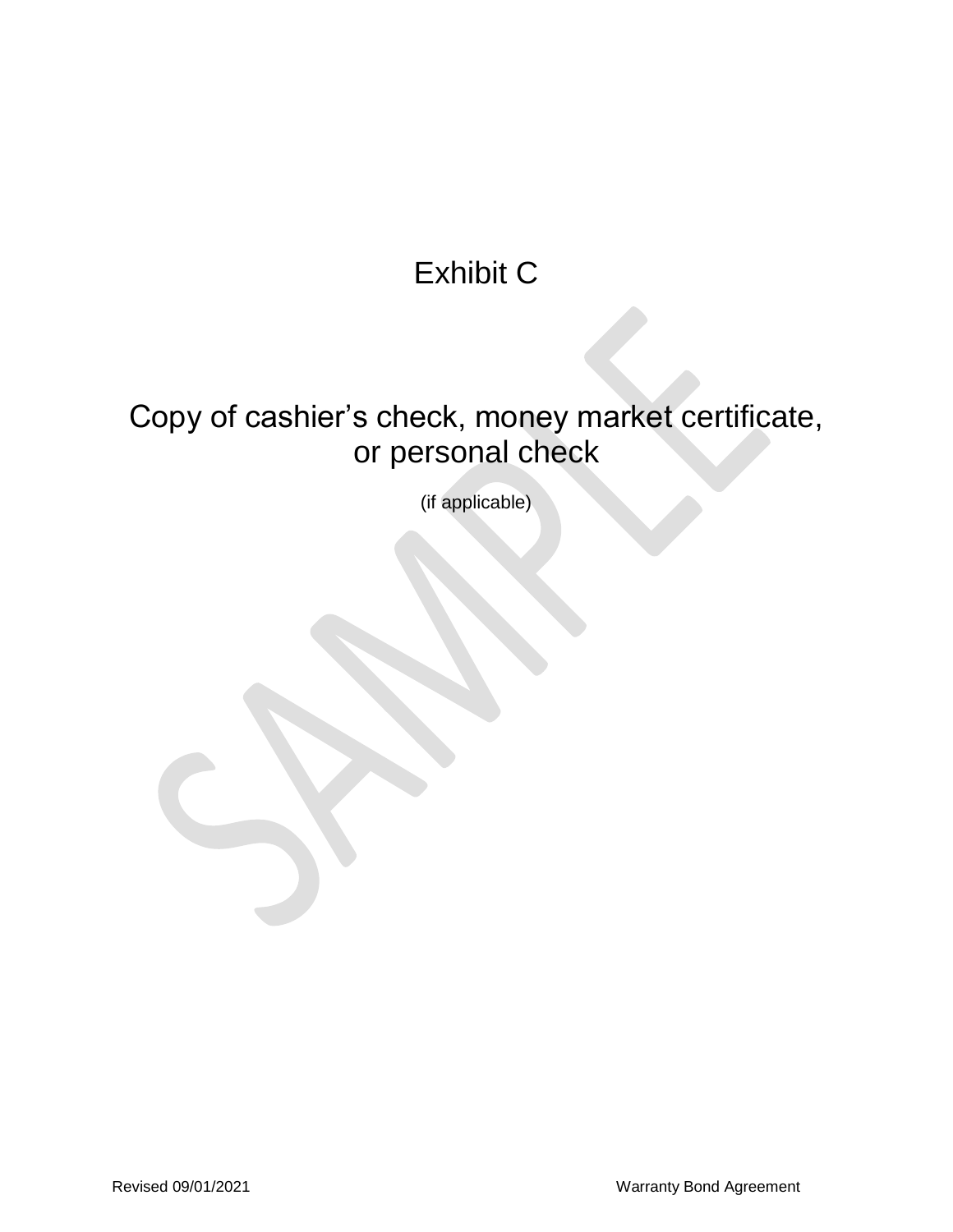# Exhibit C

## Copy of cashier's check, money market certificate, or personal check

(if applicable)